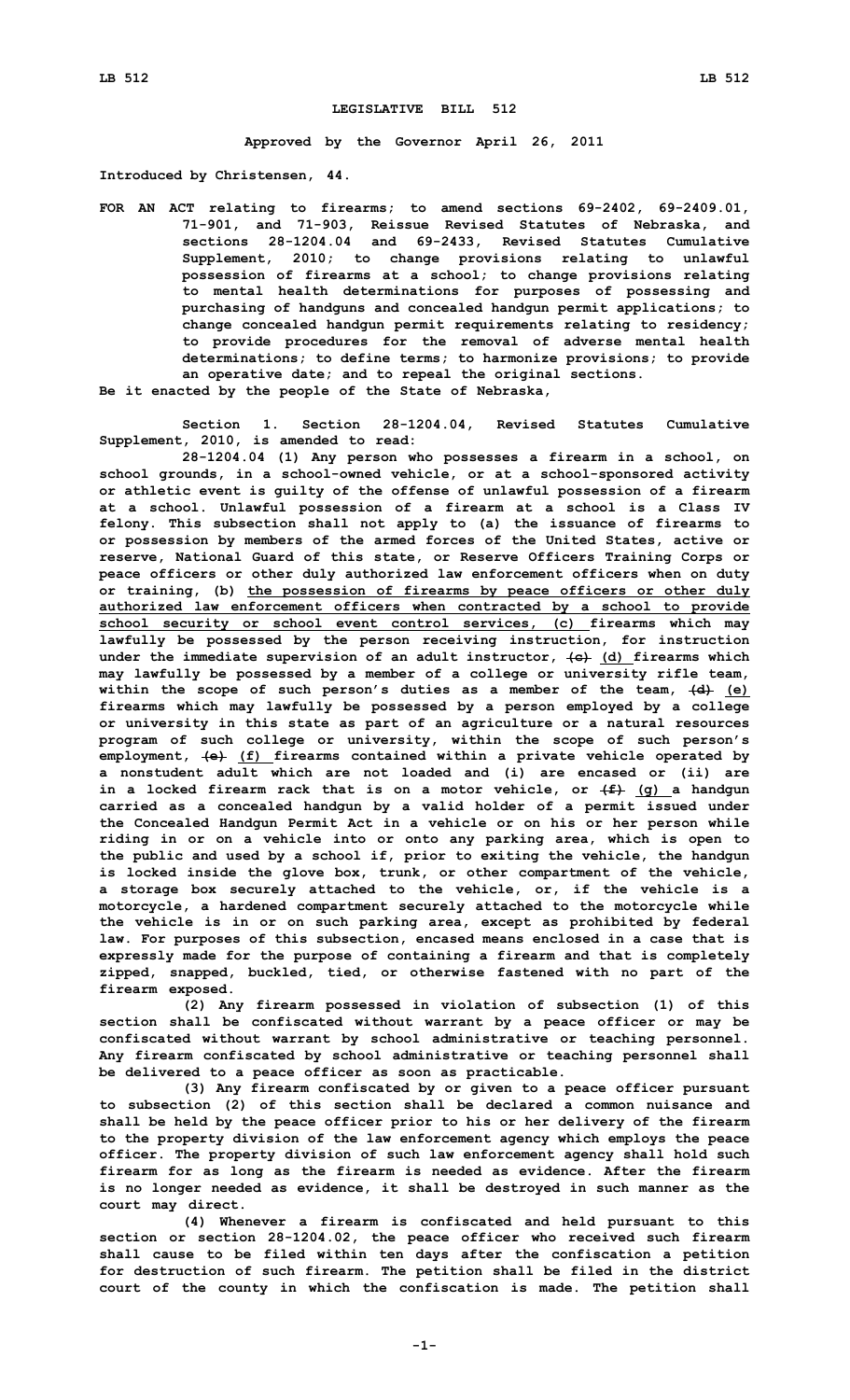# LEGISLATIVE BILL 512

**Approved by the Governor April 26, 2011**

**Introduced by Christensen, 44.**

**FOR AN ACT relating to firearms; to amend sections 69-2402, 69-2409.01, 71-901, and 71-903, Reissue Revised Statutes of Nebraska, and sections 28-1204.04 and 69-2433, Revised Statutes Cumulative Supplement, 2010; to change provisions relating to unlawful possession of firearms at a school; to change provisions relating to mental health determinations for purposes of possessing and purchasing of handguns and concealed handgun permit applications; to change concealed handgun permit requirements relating to residency; to provide procedures for the removal of adverse mental health determinations; to define terms; to harmonize provisions; to provide an operative date; and to repeal the original sections.**

**Be it enacted by the people of the State of Nebraska,**

**Section 1. Section 28-1204.04, Revised Statutes Cumulative Supplement, 2010, is amended to read:**

**28-1204.04 (1) Any person who possesses a firearm in a school, on school grounds, in a school-owned vehicle, or at a school-sponsored activity or athletic event is guilty of the offense of unlawful possession of a firearm at a school. Unlawful possession of a firearm at a school is a Class IV felony. This subsection shall not apply to (a) the issuance of firearms to or possession by members of the armed forces of the United States, active or reserve, National Guard of this state, or Reserve Officers Training Corps or peace officers or other duly authorized law enforcement officers when on duty or training, (b) <u>the possession of firearms by peace officers or other duly authorized law enforcement officers when contracted by a school to provide school security or school event control services, (c)</u> firearms which may lawfully be possessed by the person receiving instruction, for instruction under the immediate supervision of an adult instructor, ~~(c)~~ <u>(d)</u> firearms which may lawfully be possessed by a member of a college or university rifle team, within the scope of such person's duties as a member of the team, ~~(d)~~ <u>(e)</u> firearms which may lawfully be possessed by a person employed by a college or university in this state as part of an agriculture or a natural resources program of such college or university, within the scope of such person's employment, ~~(e)~~ <u>(f)</u> firearms contained within a private vehicle operated by a nonstudent adult which are not loaded and (i) are encased or (ii) are in a locked firearm rack that is on a motor vehicle, or ~~(f)~~ <u>(g)</u> a handgun carried as a concealed handgun by a valid holder of a permit issued under the Concealed Handgun Permit Act in a vehicle or on his or her person while riding in or on a vehicle into or onto any parking area, which is open to the public and used by a school if, prior to exiting the vehicle, the handgun is locked inside the glove box, trunk, or other compartment of the vehicle, a storage box securely attached to the vehicle, or, if the vehicle is a motorcycle, a hardened compartment securely attached to the motorcycle while the vehicle is in or on such parking area, except as prohibited by federal law. For purposes of this subsection, encased means enclosed in a case that is expressly made for the purpose of containing a firearm and that is completely zipped, snapped, buckled, tied, or otherwise fastened with no part of the firearm exposed.**

**(2) Any firearm possessed in violation of subsection (1) of this section shall be confiscated without warrant by a peace officer or may be confiscated without warrant by school administrative or teaching personnel. Any firearm confiscated by school administrative or teaching personnel shall be delivered to a peace officer as soon as practicable.**

**(3) Any firearm confiscated by or given to a peace officer pursuant to subsection (2) of this section shall be declared a common nuisance and shall be held by the peace officer prior to his or her delivery of the firearm to the property division of the law enforcement agency which employs the peace officer. The property division of such law enforcement agency shall hold such firearm for as long as the firearm is needed as evidence. After the firearm is no longer needed as evidence, it shall be destroyed in such manner as the court may direct.**

**(4) Whenever a firearm is confiscated and held pursuant to this section or section 28-1204.02, the peace officer who received such firearm shall cause to be filed within ten days after the confiscation a petition for destruction of such firearm. The petition shall be filed in the district court of the county in which the confiscation is made. The petition shall**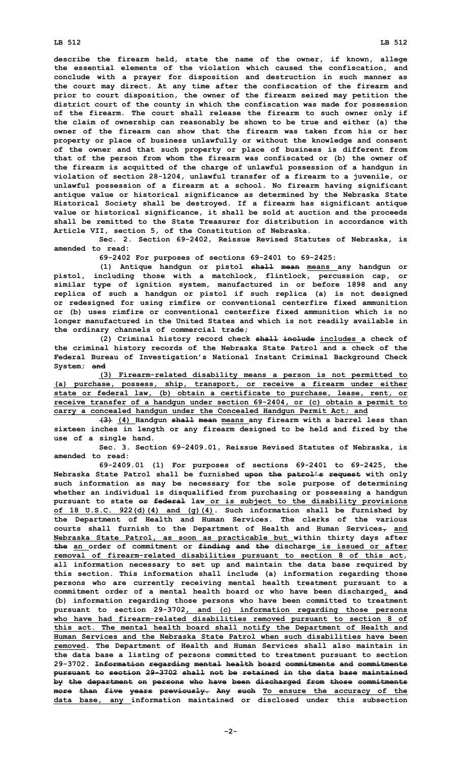describe the firearm held, state the name of the owner, if known, allege the essential elements of the violation which caused the confiscation, and conclude with a prayer for disposition and destruction in such manner as the court may direct. At any time after the confiscation of the firearm and prior to court disposition, the owner of the firearm seized may petition the district court of the county in which the confiscation was made for possession of the firearm. The court shall release the firearm to such owner only if the claim of ownership can reasonably be shown to be true and either (a) the owner of the firearm can show that the firearm was taken from his or her property or place of business unlawfully or without the knowledge and consent of the owner and that such property or place of business is different from that of the person from whom the firearm was confiscated or (b) the owner of the firearm is acquitted of the charge of unlawful possession of a handgun in violation of section 28-1204, unlawful transfer of a firearm to a juvenile, or unlawful possession of a firearm at a school. No firearm having significant antique value or historical significance as determined by the Nebraska State Historical Society shall be destroyed. If a firearm has significant antique value or historical significance, it shall be sold at auction and the proceeds shall be remitted to the State Treasurer for distribution in accordance with Article VII, section 5, of the Constitution of Nebraska.

Sec. 2. Section 69-2402, Reissue Revised Statutes of Nebraska, is amended to read:

69-2402 For purposes of sections 69-2401 to 69-2425:

(1) Antique handgun or pistol ~~shall mean~~ means any handgun or pistol, including those with a matchlock, flintlock, percussion cap, or similar type of ignition system, manufactured in or before 1898 and any replica of such a handgun or pistol if such replica (a) is not designed or redesigned for using rimfire or conventional centerfire fixed ammunition or (b) uses rimfire or conventional centerfire fixed ammunition which is no longer manufactured in the United States and which is not readily available in the ordinary channels of commercial trade;

(2) Criminal history record check ~~shall include~~ includes a check of the criminal history records of the Nebraska State Patrol and a check of the Federal Bureau of Investigation's National Instant Criminal Background Check System; ~~and~~

(3) Firearm-related disability means a person is not permitted to (a) purchase, possess, ship, transport, or receive a firearm under either state or federal law, (b) obtain a certificate to purchase, lease, rent, or receive transfer of a handgun under section 69-2404, or (c) obtain a permit to carry a concealed handgun under the Concealed Handgun Permit Act; and

~~(3)~~ (4) Handgun ~~shall mean~~ means any firearm with a barrel less than sixteen inches in length or any firearm designed to be held and fired by the use of a single hand.

Sec. 3. Section 69-2409.01, Reissue Revised Statutes of Nebraska, is amended to read:

69-2409.01 (1) For purposes of sections 69-2401 to 69-2425, the Nebraska State Patrol shall be furnished ~~upon the patrol's request~~ with only such information as may be necessary for the sole purpose of determining whether an individual is disqualified from purchasing or possessing a handgun pursuant to state ~~or federal~~ law or is subject to the disability provisions of 18 U.S.C. 922(d)(4) and (g)(4). Such information shall be furnished by the Department of Health and Human Services. The clerks of the various courts shall furnish to the Department of Health and Human Services~~,~~ and Nebraska State Patrol, as soon as practicable but within thirty days after ~~the~~ an order of commitment or ~~finding and the~~ discharge is issued or after removal of firearm-related disabilities pursuant to section 8 of this act, all information necessary to set up and maintain the data base required by this section. This information shall include (a) information regarding those persons who are currently receiving mental health treatment pursuant to a commitment order of a mental health board or who have been discharged, ~~and~~ (b) information regarding those persons who have been committed to treatment pursuant to section 29-3702, and (c) information regarding those persons who have had firearm-related disabilities removed pursuant to section 8 of this act. The mental health board shall notify the Department of Health and Human Services and the Nebraska State Patrol when such disabilities have been removed. The Department of Health and Human Services shall also maintain in the data base a listing of persons committed to treatment pursuant to section 29-3702. ~~Information regarding mental health board commitments and commitments pursuant to section 29-3702 shall not be retained in the data base maintained by the department on persons who have been discharged from those commitments more than five years previously. Any such~~ To ensure the accuracy of the data base, any information maintained or disclosed under this subsection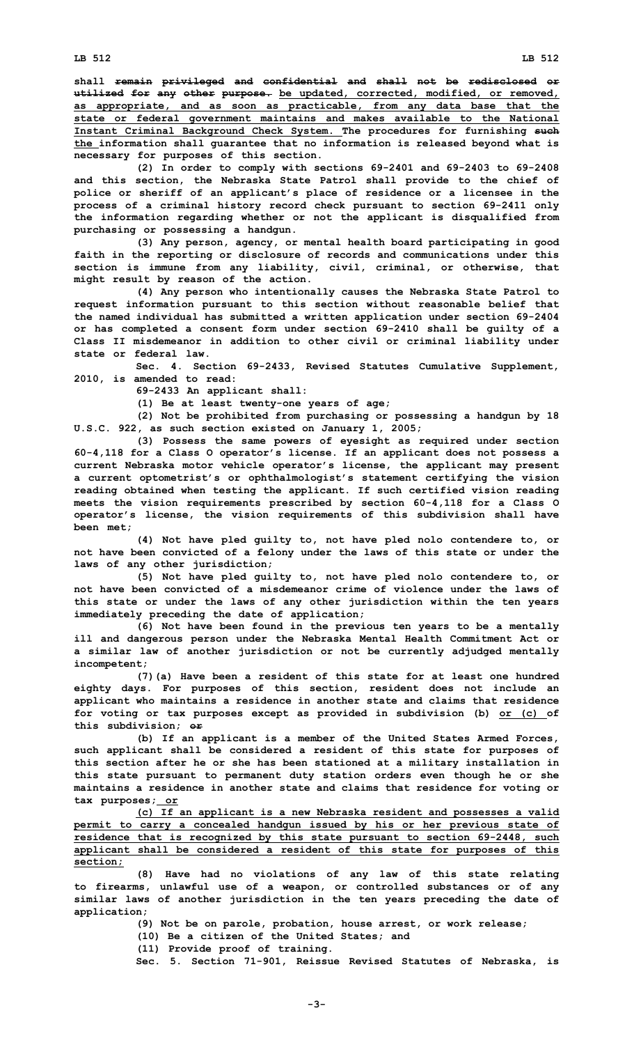shall ~~remain privileged and confidential and shall not be redisclosed or utilized for any other purpose.~~ be updated, corrected, modified, or removed, as appropriate, and as soon as practicable, from any data base that the state or federal government maintains and makes available to the National Instant Criminal Background Check System. The procedures for furnishing ~~such~~ the information shall guarantee that no information is released beyond what is necessary for purposes of this section.

(2) In order to comply with sections 69-2401 and 69-2403 to 69-2408 and this section, the Nebraska State Patrol shall provide to the chief of police or sheriff of an applicant's place of residence or a licensee in the process of a criminal history record check pursuant to section 69-2411 only the information regarding whether or not the applicant is disqualified from purchasing or possessing a handgun.

(3) Any person, agency, or mental health board participating in good faith in the reporting or disclosure of records and communications under this section is immune from any liability, civil, criminal, or otherwise, that might result by reason of the action.

(4) Any person who intentionally causes the Nebraska State Patrol to request information pursuant to this section without reasonable belief that the named individual has submitted a written application under section 69-2404 or has completed a consent form under section 69-2410 shall be guilty of a Class II misdemeanor in addition to other civil or criminal liability under state or federal law.

Sec. 4. Section 69-2433, Revised Statutes Cumulative Supplement, 2010, is amended to read:

69-2433 An applicant shall:

(1) Be at least twenty-one years of age;

(2) Not be prohibited from purchasing or possessing a handgun by 18 U.S.C. 922, as such section existed on January 1, 2005;

(3) Possess the same powers of eyesight as required under section 60-4,118 for a Class O operator's license. If an applicant does not possess a current Nebraska motor vehicle operator's license, the applicant may present a current optometrist's or ophthalmologist's statement certifying the vision reading obtained when testing the applicant. If such certified vision reading meets the vision requirements prescribed by section 60-4,118 for a Class O operator's license, the vision requirements of this subdivision shall have been met;

(4) Not have pled guilty to, not have pled nolo contendere to, or not have been convicted of a felony under the laws of this state or under the laws of any other jurisdiction;

(5) Not have pled guilty to, not have pled nolo contendere to, or not have been convicted of a misdemeanor crime of violence under the laws of this state or under the laws of any other jurisdiction within the ten years immediately preceding the date of application;

(6) Not have been found in the previous ten years to be a mentally ill and dangerous person under the Nebraska Mental Health Commitment Act or a similar law of another jurisdiction or not be currently adjudged mentally incompetent;

(7)(a) Have been a resident of this state for at least one hundred eighty days. For purposes of this section, resident does not include an applicant who maintains a residence in another state and claims that residence for voting or tax purposes except as provided in subdivision (b) or (c) of this subdivision; ~~or~~

(b) If an applicant is a member of the United States Armed Forces, such applicant shall be considered a resident of this state for purposes of this section after he or she has been stationed at a military installation in this state pursuant to permanent duty station orders even though he or she maintains a residence in another state and claims that residence for voting or tax purposes; or

(c) If an applicant is a new Nebraska resident and possesses a valid permit to carry a concealed handgun issued by his or her previous state of residence that is recognized by this state pursuant to section 69-2448, such applicant shall be considered a resident of this state for purposes of this section;

(8) Have had no violations of any law of this state relating to firearms, unlawful use of a weapon, or controlled substances or of any similar laws of another jurisdiction in the ten years preceding the date of application;

(9) Not be on parole, probation, house arrest, or work release;

(10) Be a citizen of the United States; and

(11) Provide proof of training.

Sec. 5. Section 71-901, Reissue Revised Statutes of Nebraska, is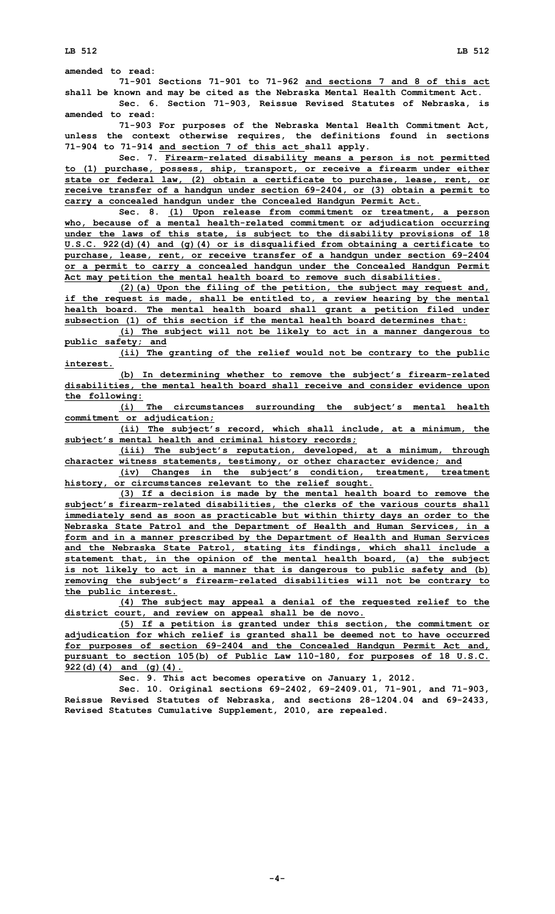amended to read:

71-901 Sections 71-901 to 71-962 and sections 7 and 8 of this act shall be known and may be cited as the Nebraska Mental Health Commitment Act.

Sec. 6. Section 71-903, Reissue Revised Statutes of Nebraska, is amended to read:

71-903 For purposes of the Nebraska Mental Health Commitment Act, unless the context otherwise requires, the definitions found in sections 71-904 to 71-914 and section 7 of this act shall apply.

Sec. 7. Firearm-related disability means a person is not permitted to (1) purchase, possess, ship, transport, or receive a firearm under either state or federal law, (2) obtain a certificate to purchase, lease, rent, or receive transfer of a handgun under section 69-2404, or (3) obtain a permit to carry a concealed handgun under the Concealed Handgun Permit Act.

Sec. 8. (1) Upon release from commitment or treatment, a person who, because of a mental health-related commitment or adjudication occurring under the laws of this state, is subject to the disability provisions of 18 U.S.C. 922(d)(4) and (g)(4) or is disqualified from obtaining a certificate to purchase, lease, rent, or receive transfer of a handgun under section 69-2404 or a permit to carry a concealed handgun under the Concealed Handgun Permit Act may petition the mental health board to remove such disabilities.

(2)(a) Upon the filing of the petition, the subject may request and, if the request is made, shall be entitled to, a review hearing by the mental health board. The mental health board shall grant a petition filed under subsection (1) of this section if the mental health board determines that:

(i) The subject will not be likely to act in a manner dangerous to public safety; and

(ii) The granting of the relief would not be contrary to the public interest.

(b) In determining whether to remove the subject's firearm-related disabilities, the mental health board shall receive and consider evidence upon the following:

(i) The circumstances surrounding the subject's mental health commitment or adjudication;

(ii) The subject's record, which shall include, at a minimum, the subject's mental health and criminal history records;

(iii) The subject's reputation, developed, at a minimum, through character witness statements, testimony, or other character evidence; and

(iv) Changes in the subject's condition, treatment, treatment history, or circumstances relevant to the relief sought.

(3) If a decision is made by the mental health board to remove the subject's firearm-related disabilities, the clerks of the various courts shall immediately send as soon as practicable but within thirty days an order to the Nebraska State Patrol and the Department of Health and Human Services, in a form and in a manner prescribed by the Department of Health and Human Services and the Nebraska State Patrol, stating its findings, which shall include a statement that, in the opinion of the mental health board, (a) the subject is not likely to act in a manner that is dangerous to public safety and (b) removing the subject's firearm-related disabilities will not be contrary to the public interest.

(4) The subject may appeal a denial of the requested relief to the district court, and review on appeal shall be de novo.

(5) If a petition is granted under this section, the commitment or adjudication for which relief is granted shall be deemed not to have occurred for purposes of section 69-2404 and the Concealed Handgun Permit Act and, pursuant to section 105(b) of Public Law 110-180, for purposes of 18 U.S.C. 922(d)(4) and (g)(4).

Sec. 9. This act becomes operative on January 1, 2012.

Sec. 10. Original sections 69-2402, 69-2409.01, 71-901, and 71-903, Reissue Revised Statutes of Nebraska, and sections 28-1204.04 and 69-2433, Revised Statutes Cumulative Supplement, 2010, are repealed.